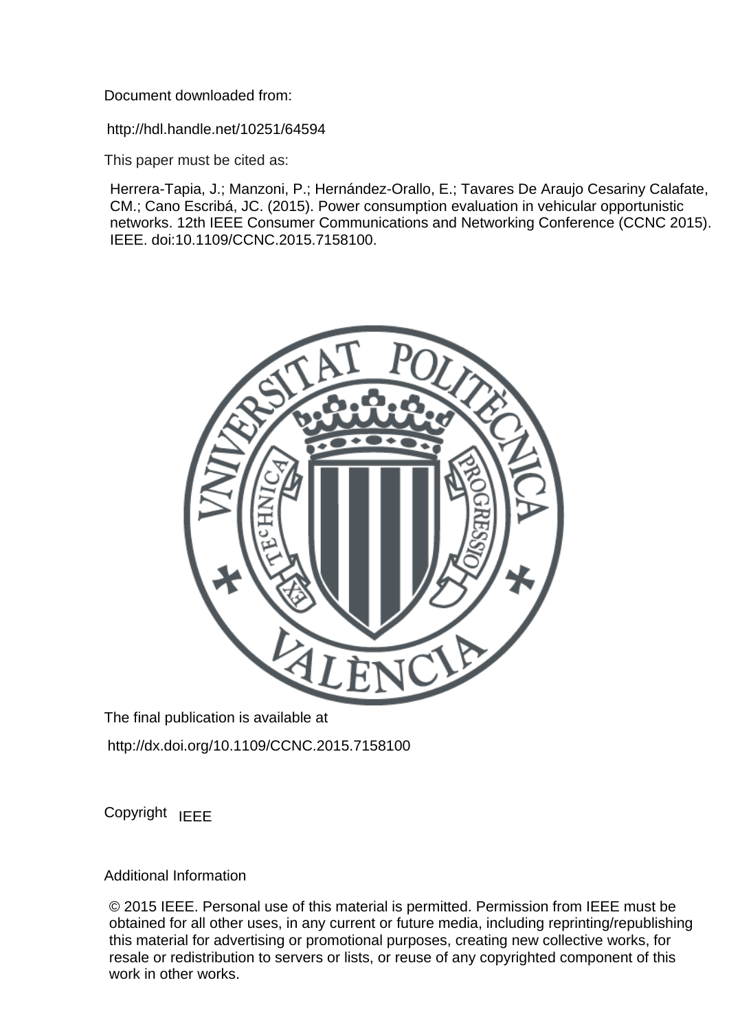Document downloaded from:

http://hdl.handle.net/10251/64594

This paper must be cited as:

Herrera-Tapia, J.; Manzoni, P.; Hernández-Orallo, E.; Tavares De Araujo Cesariny Calafate, CM.; Cano Escribá, JC. (2015). Power consumption evaluation in vehicular opportunistic networks. 12th IEEE Consumer Communications and Networking Conference (CCNC 2015). IEEE. doi:10.1109/CCNC.2015.7158100.

The final publication is available at

http://dx.doi.org/10.1109/CCNC.2015.7158100

Copyright IEEE

Additional Information

© 2015 IEEE. Personal use of this material is permitted. Permission from IEEE must be obtained for all other uses, in any current or future media, including reprinting/republishing this material for advertising or promotional purposes, creating new collective works, for resale or redistribution to servers or lists, or reuse of any copyrighted component of this work in other works.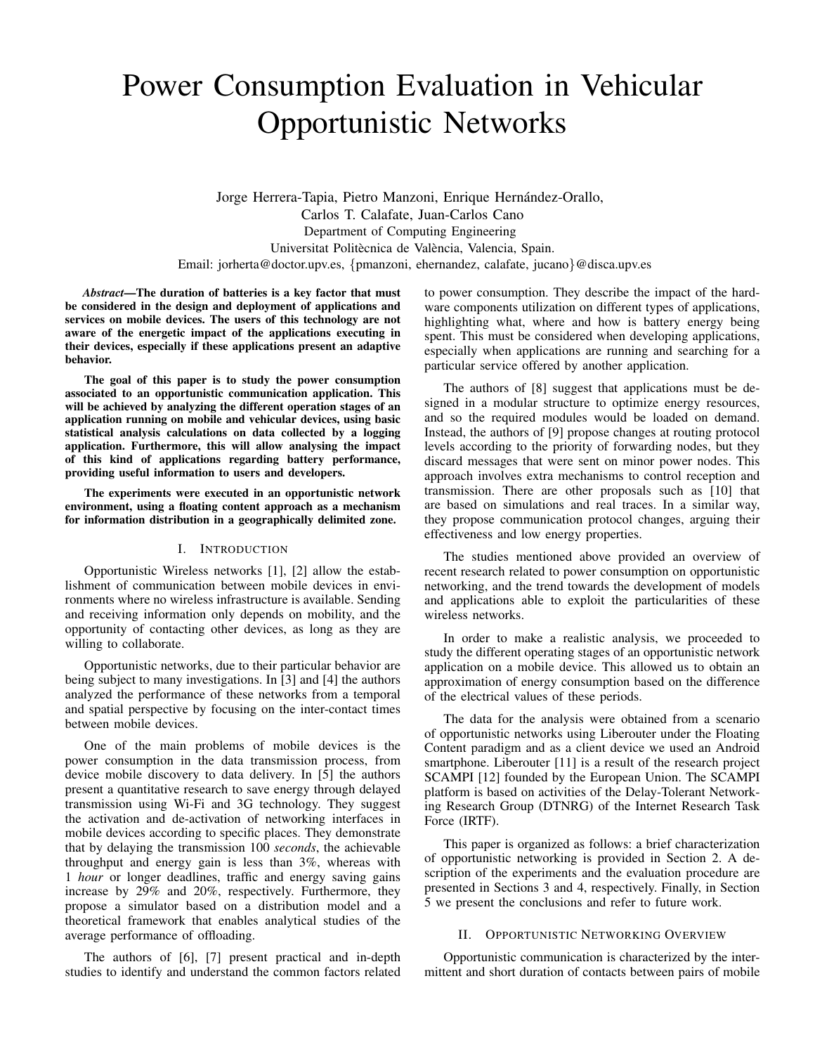# Power Consumption Evaluation in Vehicular Opportunistic Networks

Jorge Herrera-Tapia, Pietro Manzoni, Enrique Hernández-Orallo, Carlos T. Calafate, Juan-Carlos Cano

Department of Computing Engineering
Universitat Politècnica de València, Valencia, Spain.
Email: jorherta@doctor.upv.es, {pmanzoni, ehernandez, calafate, jucano}@disca.upv.es

***Abstract*—The duration of batteries is a key factor that must be considered in the design and deployment of applications and services on mobile devices. The users of this technology are not aware of the energetic impact of the applications executing in their devices, especially if these applications present an adaptive behavior.**

**The goal of this paper is to study the power consumption associated to an opportunistic communication application. This will be achieved by analyzing the different operation stages of an application running on mobile and vehicular devices, using basic statistical analysis calculations on data collected by a logging application. Furthermore, this will allow analysing the impact of this kind of applications regarding battery performance, providing useful information to users and developers.**

**The experiments were executed in an opportunistic network environment, using a floating content approach as a mechanism for information distribution in a geographically delimited zone.**

## I. Introduction

Opportunistic Wireless networks [1], [2] allow the establishment of communication between mobile devices in environments where no wireless infrastructure is available. Sending and receiving information only depends on mobility, and the opportunity of contacting other devices, as long as they are willing to collaborate.

Opportunistic networks, due to their particular behavior are being subject to many investigations. In [3] and [4] the authors analyzed the performance of these networks from a temporal and spatial perspective by focusing on the inter-contact times between mobile devices.

One of the main problems of mobile devices is the power consumption in the data transmission process, from device mobile discovery to data delivery. In [5] the authors present a quantitative research to save energy through delayed transmission using Wi-Fi and 3G technology. They suggest the activation and de-activation of networking interfaces in mobile devices according to specific places. They demonstrate that by delaying the transmission 100 *seconds*, the achievable throughput and energy gain is less than 3%, whereas with 1 *hour* or longer deadlines, traffic and energy saving gains increase by 29% and 20%, respectively. Furthermore, they propose a simulator based on a distribution model and a theoretical framework that enables analytical studies of the average performance of offloading.

The authors of [6], [7] present practical and in-depth studies to identify and understand the common factors related to power consumption. They describe the impact of the hardware components utilization on different types of applications, highlighting what, where and how is battery energy being spent. This must be considered when developing applications, especially when applications are running and searching for a particular service offered by another application.

The authors of [8] suggest that applications must be designed in a modular structure to optimize energy resources, and so the required modules would be loaded on demand. Instead, the authors of [9] propose changes at routing protocol levels according to the priority of forwarding nodes, but they discard messages that were sent on minor power nodes. This approach involves extra mechanisms to control reception and transmission. There are other proposals such as [10] that are based on simulations and real traces. In a similar way, they propose communication protocol changes, arguing their effectiveness and low energy properties.

The studies mentioned above provided an overview of recent research related to power consumption on opportunistic networking, and the trend towards the development of models and applications able to exploit the particularities of these wireless networks.

In order to make a realistic analysis, we proceeded to study the different operating stages of an opportunistic network application on a mobile device. This allowed us to obtain an approximation of energy consumption based on the difference of the electrical values of these periods.

The data for the analysis were obtained from a scenario of opportunistic networks using Liberouter under the Floating Content paradigm and as a client device we used an Android smartphone. Liberouter [11] is a result of the research project SCAMPI [12] founded by the European Union. The SCAMPI platform is based on activities of the Delay-Tolerant Networking Research Group (DTNRG) of the Internet Research Task Force (IRTF).

This paper is organized as follows: a brief characterization of opportunistic networking is provided in Section 2. A description of the experiments and the evaluation procedure are presented in Sections 3 and 4, respectively. Finally, in Section 5 we present the conclusions and refer to future work.

## II. Opportunistic Networking Overview

Opportunistic communication is characterized by the intermittent and short duration of contacts between pairs of mobile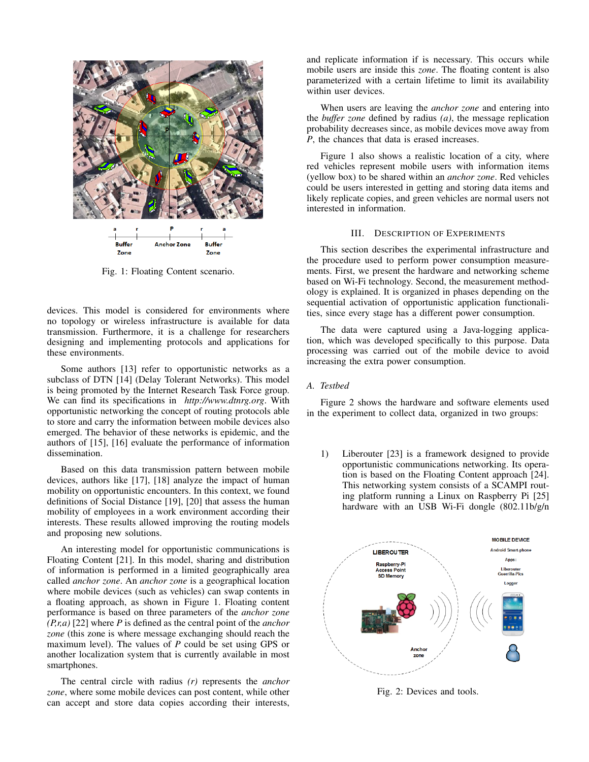Fig. 1: Floating Content scenario.

devices. This model is considered for environments where no topology or wireless infrastructure is available for data transmission. Furthermore, it is a challenge for researchers designing and implementing protocols and applications for these environments.

Some authors [13] refer to opportunistic networks as a subclass of DTN [14] (Delay Tolerant Networks). This model is being promoted by the Internet Research Task Force group. We can find its specifications in *http://www.dtnrg.org*. With opportunistic networking the concept of routing protocols able to store and carry the information between mobile devices also emerged. The behavior of these networks is epidemic, and the authors of [15], [16] evaluate the performance of information dissemination.

Based on this data transmission pattern between mobile devices, authors like [17], [18] analyze the impact of human mobility on opportunistic encounters. In this context, we found definitions of Social Distance [19], [20] that assess the human mobility of employees in a work environment according their interests. These results allowed improving the routing models and proposing new solutions.

An interesting model for opportunistic communications is Floating Content [21]. In this model, sharing and distribution of information is performed in a limited geographically area called *anchor zone*. An *anchor zone* is a geographical location where mobile devices (such as vehicles) can swap contents in a floating approach, as shown in Figure 1. Floating content performance is based on three parameters of the *anchor zone (P,r,a)* [22] where *P* is defined as the central point of the *anchor zone* (this zone is where message exchanging should reach the maximum level). The values of *P* could be set using GPS or another localization system that is currently available in most smartphones.

The central circle with radius *(r)* represents the *anchor zone*, where some mobile devices can post content, while other can accept and store data copies according their interests, and replicate information if is necessary. This occurs while mobile users are inside this *zone*. The floating content is also parameterized with a certain lifetime to limit its availability within user devices.

When users are leaving the *anchor zone* and entering into the *buffer zone* defined by radius *(a)*, the message replication probability decreases since, as mobile devices move away from *P*, the chances that data is erased increases.

Figure 1 also shows a realistic location of a city, where red vehicles represent mobile users with information items (yellow box) to be shared within an *anchor zone*. Red vehicles could be users interested in getting and storing data items and likely replicate copies, and green vehicles are normal users not interested in information.

## III. Description of Experiments

This section describes the experimental infrastructure and the procedure used to perform power consumption measurements. First, we present the hardware and networking scheme based on Wi-Fi technology. Second, the measurement methodology is explained. It is organized in phases depending on the sequential activation of opportunistic application functionalities, since every stage has a different power consumption.

The data were captured using a Java-logging application, which was developed specifically to this purpose. Data processing was carried out of the mobile device to avoid increasing the extra power consumption.

### A. Testbed

Figure 2 shows the hardware and software elements used in the experiment to collect data, organized in two groups:

1) Liberouter [23] is a framework designed to provide opportunistic communications networking. Its operation is based on the Floating Content approach [24]. This networking system consists of a SCAMPI routing platform running a Linux on Raspberry Pi [25] hardware with an USB Wi-Fi dongle (802.11b/g/n

Fig. 2: Devices and tools.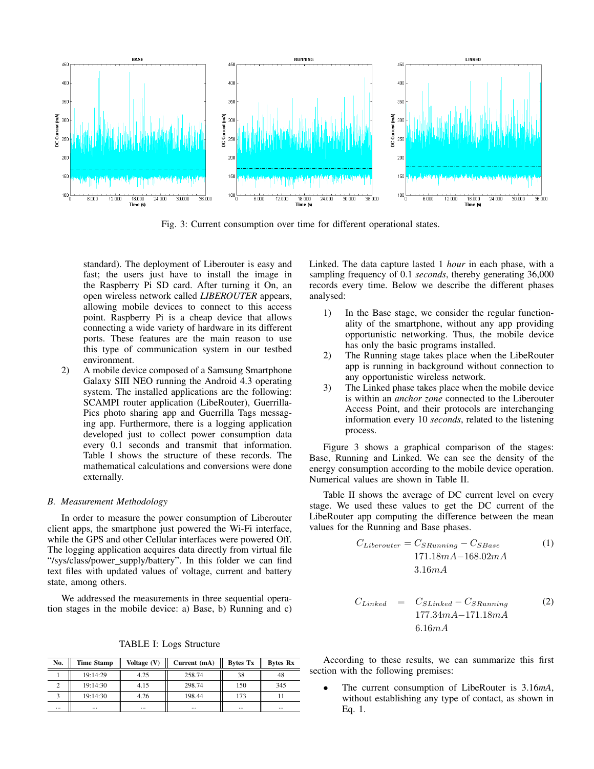Fig. 3: Current consumption over time for different operational states.

standard). The deployment of Liberouter is easy and fast; the users just have to install the image in the Raspberry Pi SD card. After turning it On, an open wireless network called *LIBEROUTER* appears, allowing mobile devices to connect to this access point. Raspberry Pi is a cheap device that allows connecting a wide variety of hardware in its different ports. These features are the main reason to use this type of communication system in our testbed environment.

2) A mobile device composed of a Samsung Smartphone Galaxy SIII NEO running the Android 4.3 operating system. The installed applications are the following: SCAMPI router application (LibeRouter), Guerrilla-Pics photo sharing app and Guerrilla Tags messaging app. Furthermore, there is a logging application developed just to collect power consumption data every 0.1 seconds and transmit that information. Table I shows the structure of these records. The mathematical calculations and conversions were done externally.

### B. Measurement Methodology

In order to measure the power consumption of Liberouter client apps, the smartphone just powered the Wi-Fi interface, while the GPS and other Cellular interfaces were powered Off. The logging application acquires data directly from virtual file "/sys/class/power_supply/battery". In this folder we can find text files with updated values of voltage, current and battery state, among others.

We addressed the measurements in three sequential operation stages in the mobile device: a) Base, b) Running and c) Linked. The data capture lasted 1 *hour* in each phase, with a sampling frequency of 0.1 *seconds*, thereby generating 36,000 records every time. Below we describe the different phases analysed:

1) In the Base stage, we consider the regular functionality of the smartphone, without any app providing opportunistic networking. Thus, the mobile device has only the basic programs installed.
2) The Running stage takes place when the LibeRouter app is running in background without connection to any opportunistic wireless network.
3) The Linked phase takes place when the mobile device is within an *anchor zone* connected to the Liberouter Access Point, and their protocols are interchanging information every 10 *seconds*, related to the listening process.

Figure 3 shows a graphical comparison of the stages: Base, Running and Linked. We can see the density of the energy consumption according to the mobile device operation. Numerical values are shown in Table II.

Table II shows the average of DC current level on every stage. We used these values to get the DC current of the LibeRouter app computing the difference between the mean values for the Running and Base phases.

$$\begin{aligned} C_{Liberouter} &= C_{SRunning} - C_{SBase} \\ &171.18mA - 168.02mA \\ &3.16mA \end{aligned} \tag{1}$$

$$\begin{aligned} C_{Linked} &= C_{SLinked} - C_{SRunning} \\ &177.34mA - 171.18mA \\ &6.16mA \end{aligned} \tag{2}$$

According to these results, we can summarize this first section with the following premises:

- The current consumption of LibeRouter is 3.16*mA*, without establishing any type of contact, as shown in Eq. 1.

TABLE I: Logs Structure

| No. | Time Stamp | Voltage (V) | Current (mA) | Bytes Tx | Bytes Rx |
|---|---|---|---|---|---|
| 1 | 19:14:29 | 4.25 | 258.74 | 38 | 48 |
| 2 | 19:14:30 | 4.15 | 298.74 | 150 | 345 |
| 3 | 19:14:30 | 4.26 | 198.44 | 173 | 11 |
| ... | ... | ... | ... | ... | ... |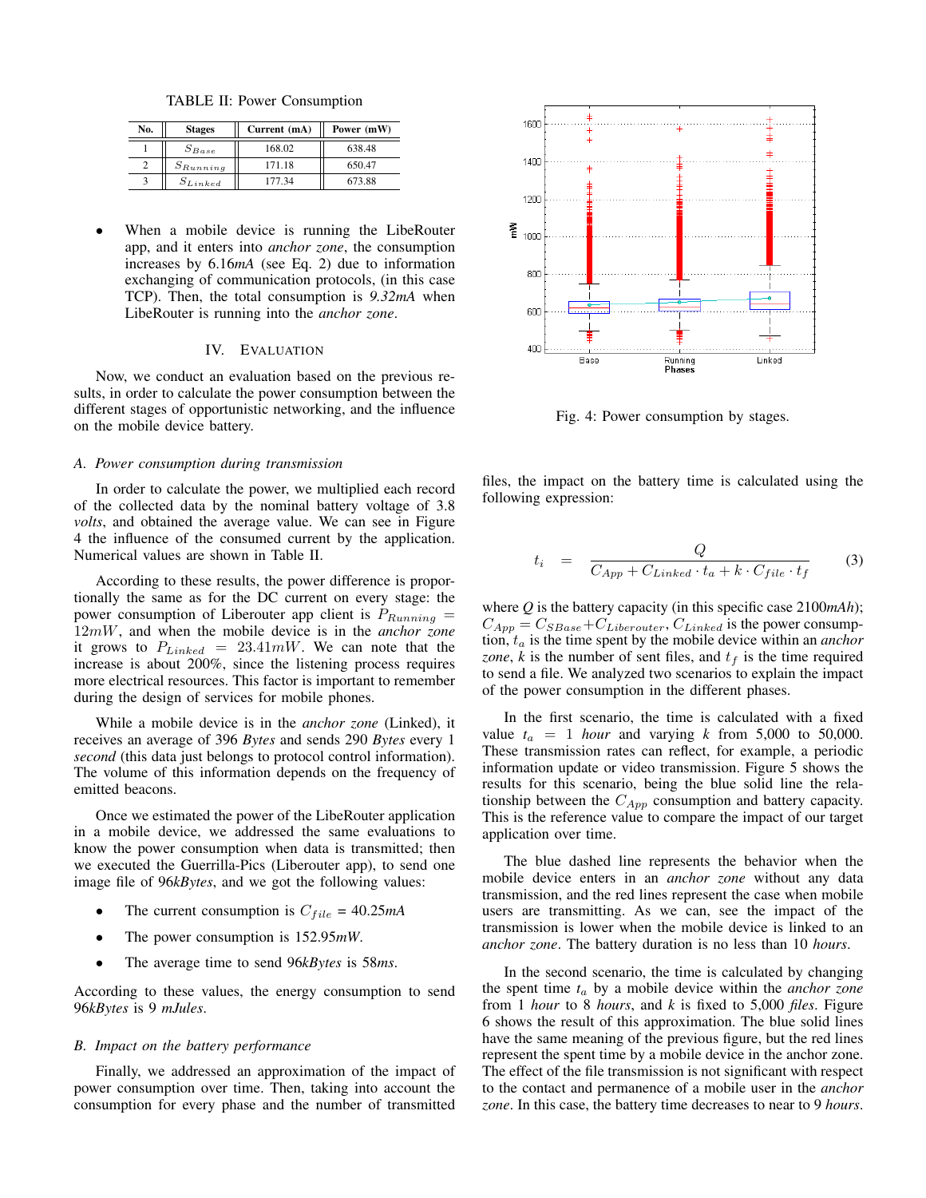TABLE II: Power Consumption

| No. | Stages | Current (mA) | Power (mW) |
|---|---|---|---|
| 1 | $S_{Base}$ | 168.02 | 638.48 |
| 2 | $S_{Running}$ | 171.18 | 650.47 |
| 3 | $S_{Linked}$ | 177.34 | 673.88 |

- When a mobile device is running the LibeRouter app, and it enters into *anchor zone*, the consumption increases by 6.16*mA* (see Eq. 2) due to information exchanging of communication protocols, (in this case TCP). Then, the total consumption is *9.32mA* when LibeRouter is running into the *anchor zone*.

## IV. Evaluation

Now, we conduct an evaluation based on the previous results, in order to calculate the power consumption between the different stages of opportunistic networking, and the influence on the mobile device battery.

### A. Power consumption during transmission

In order to calculate the power, we multiplied each record of the collected data by the nominal battery voltage of 3.8 *volts*, and obtained the average value. We can see in Figure 4 the influence of the consumed current by the application. Numerical values are shown in Table II.

According to these results, the power difference is proportionally the same as for the DC current on every stage: the power consumption of Liberouter app client is $P_{Running} = 12mW$, and when the mobile device is in the *anchor zone* it grows to $P_{Linked} = 23.41mW$. We can note that the increase is about 200%, since the listening process requires more electrical resources. This factor is important to remember during the design of services for mobile phones.

While a mobile device is in the *anchor zone* (Linked), it receives an average of 396 *Bytes* and sends 290 *Bytes* every 1 *second* (this data just belongs to protocol control information). The volume of this information depends on the frequency of emitted beacons.

Once we estimated the power of the LibeRouter application in a mobile device, we addressed the same evaluations to know the power consumption when data is transmitted; then we executed the Guerrilla-Pics (Liberouter app), to send one image file of 96*kBytes*, and we got the following values:

- The current consumption is $C_{file}$ = 40.25*mA*
- The power consumption is 152.95*mW*.
- The average time to send 96*kBytes* is 58*ms*.

According to these values, the energy consumption to send 96*kBytes* is 9 *mJules*.

### B. Impact on the battery performance

Finally, we addressed an approximation of the impact of power consumption over time. Then, taking into account the consumption for every phase and the number of transmitted files, the impact on the battery time is calculated using the following expression:

Fig. 4: Power consumption by stages.

$$t_i = \frac{Q}{C_{App} + C_{Linked} \cdot t_a + k \cdot C_{file} \cdot t_f} \tag{3}$$

where *Q* is the battery capacity (in this specific case 2100*mAh*); $C_{App} = C_{SBase} + C_{Liberouter}$, $C_{Linked}$ is the power consumption, $t_a$ is the time spent by the mobile device within an *anchor zone*, *k* is the number of sent files, and $t_f$ is the time required to send a file. We analyzed two scenarios to explain the impact of the power consumption in the different phases.

In the first scenario, the time is calculated with a fixed value $t_a = 1$ *hour* and varying *k* from 5,000 to 50,000. These transmission rates can reflect, for example, a periodic information update or video transmission. Figure 5 shows the results for this scenario, being the blue solid line the relationship between the $C_{App}$ consumption and battery capacity. This is the reference value to compare the impact of our target application over time.

The blue dashed line represents the behavior when the mobile device enters in an *anchor zone* without any data transmission, and the red lines represent the case when mobile users are transmitting. As we can, see the impact of the transmission is lower when the mobile device is linked to an *anchor zone*. The battery duration is no less than 10 *hours*.

In the second scenario, the time is calculated by changing the spent time $t_a$ by a mobile device within the *anchor zone* from 1 *hour* to 8 *hours*, and *k* is fixed to 5,000 *files*. Figure 6 shows the result of this approximation. The blue solid lines have the same meaning of the previous figure, but the red lines represent the spent time by a mobile device in the anchor zone. The effect of the file transmission is not significant with respect to the contact and permanence of a mobile user in the *anchor zone*. In this case, the battery time decreases to near to 9 *hours*.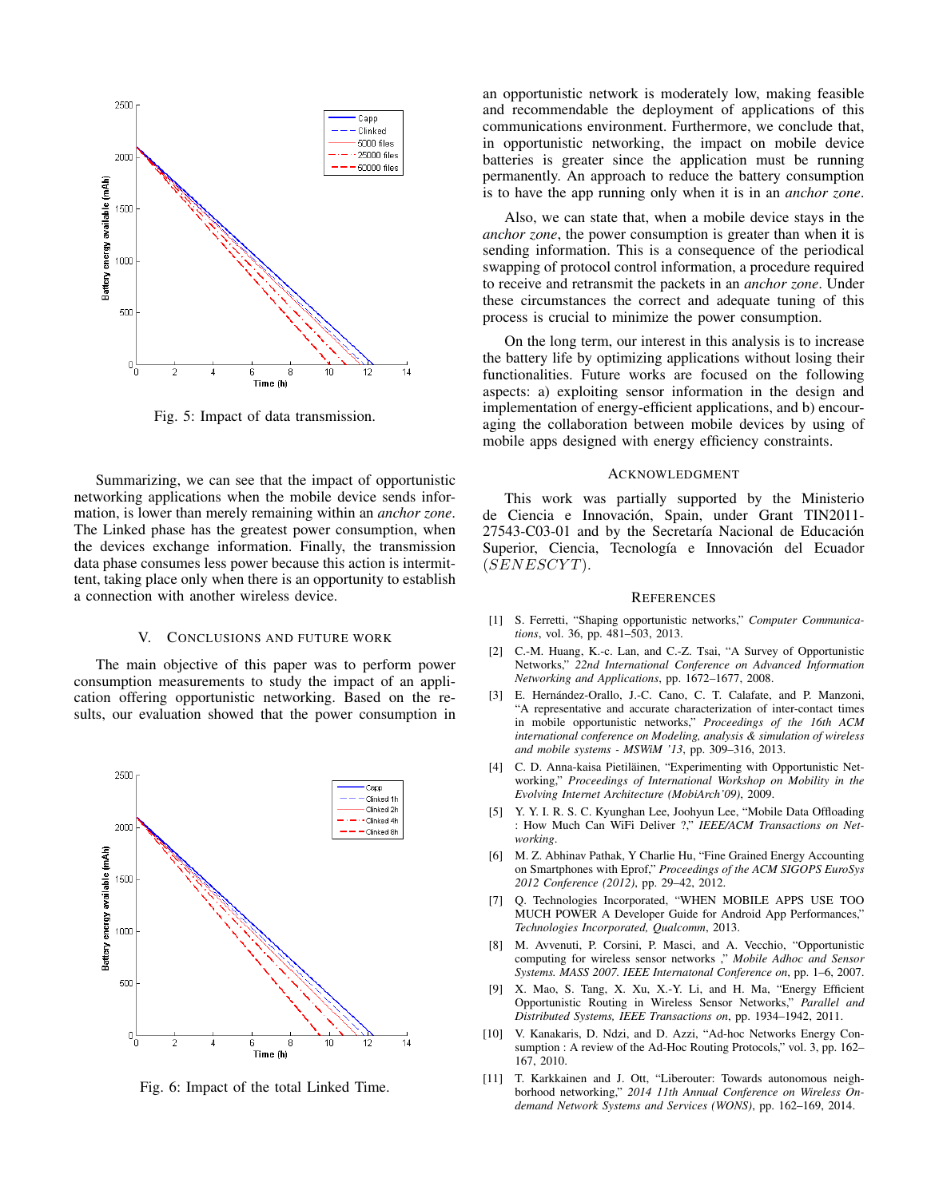Fig. 5: Impact of data transmission.

Summarizing, we can see that the impact of opportunistic networking applications when the mobile device sends information, is lower than merely remaining within an *anchor zone*. The Linked phase has the greatest power consumption, when the devices exchange information. Finally, the transmission data phase consumes less power because this action is intermittent, taking place only when there is an opportunity to establish a connection with another wireless device.

## V. Conclusions and Future Work

The main objective of this paper was to perform power consumption measurements to study the impact of an application offering opportunistic networking. Based on the results, our evaluation showed that the power consumption in an opportunistic network is moderately low, making feasible and recommendable the deployment of applications of this communications environment. Furthermore, we conclude that, in opportunistic networking, the impact on mobile device batteries is greater since the application must be running permanently. An approach to reduce the battery consumption is to have the app running only when it is in an *anchor zone*.

Fig. 6: Impact of the total Linked Time.

Also, we can state that, when a mobile device stays in the *anchor zone*, the power consumption is greater than when it is sending information. This is a consequence of the periodical swapping of protocol control information, a procedure required to receive and retransmit the packets in an *anchor zone*. Under these circumstances the correct and adequate tuning of this process is crucial to minimize the power consumption.

On the long term, our interest in this analysis is to increase the battery life by optimizing applications without losing their functionalities. Future works are focused on the following aspects: a) exploiting sensor information in the design and implementation of energy-efficient applications, and b) encouraging the collaboration between mobile devices by using of mobile apps designed with energy efficiency constraints.

## Acknowledgment

This work was partially supported by the Ministerio de Ciencia e Innovación, Spain, under Grant TIN2011-27543-C03-01 and by the Secretaría Nacional de Educación Superior, Ciencia, Tecnología e Innovación del Ecuador $(SENESCYT)$.

## References

[1] S. Ferretti, "Shaping opportunistic networks," *Computer Communications*, vol. 36, pp. 481–503, 2013.

[2] C.-M. Huang, K.-c. Lan, and C.-Z. Tsai, "A Survey of Opportunistic Networks," *22nd International Conference on Advanced Information Networking and Applications*, pp. 1672–1677, 2008.

[3] E. Hernández-Orallo, J.-C. Cano, C. T. Calafate, and P. Manzoni, "A representative and accurate characterization of inter-contact times in mobile opportunistic networks," *Proceedings of the 16th ACM international conference on Modeling, analysis & simulation of wireless and mobile systems - MSWiM '13*, pp. 309–316, 2013.

[4] C. D. Anna-kaisa Pietiläinen, "Experimenting with Opportunistic Networking," *Proceedings of International Workshop on Mobility in the Evolving Internet Architecture (MobiArch'09)*, 2009.

[5] Y. Y. I. R. S. C. Kyunghan Lee, Joohyun Lee, "Mobile Data Offloading : How Much Can WiFi Deliver ?," *IEEE/ACM Transactions on Networking*.

[6] M. Z. Abhinav Pathak, Y Charlie Hu, "Fine Grained Energy Accounting on Smartphones with Eprof," *Proceedings of the ACM SIGOPS EuroSys 2012 Conference (2012)*, pp. 29–42, 2012.

[7] Q. Technologies Incorporated, "WHEN MOBILE APPS USE TOO MUCH POWER A Developer Guide for Android App Performances," *Technologies Incorporated, Qualcomm*, 2013.

[8] M. Avvenuti, P. Corsini, P. Masci, and A. Vecchio, "Opportunistic computing for wireless sensor networks ," *Mobile Adhoc and Sensor Systems. MASS 2007. IEEE Internatonal Conference on*, pp. 1–6, 2007.

[9] X. Mao, S. Tang, X. Xu, X.-Y. Li, and H. Ma, "Energy Efficient Opportunistic Routing in Wireless Sensor Networks," *Parallel and Distributed Systems, IEEE Transactions on*, pp. 1934–1942, 2011.

[10] V. Kanakaris, D. Ndzi, and D. Azzi, "Ad-hoc Networks Energy Consumption : A review of the Ad-Hoc Routing Protocols," vol. 3, pp. 162–167, 2010.

[11] T. Karkkainen and J. Ott, "Liberouter: Towards autonomous neighborhood networking," *2014 11th Annual Conference on Wireless Ondemand Network Systems and Services (WONS)*, pp. 162–169, 2014.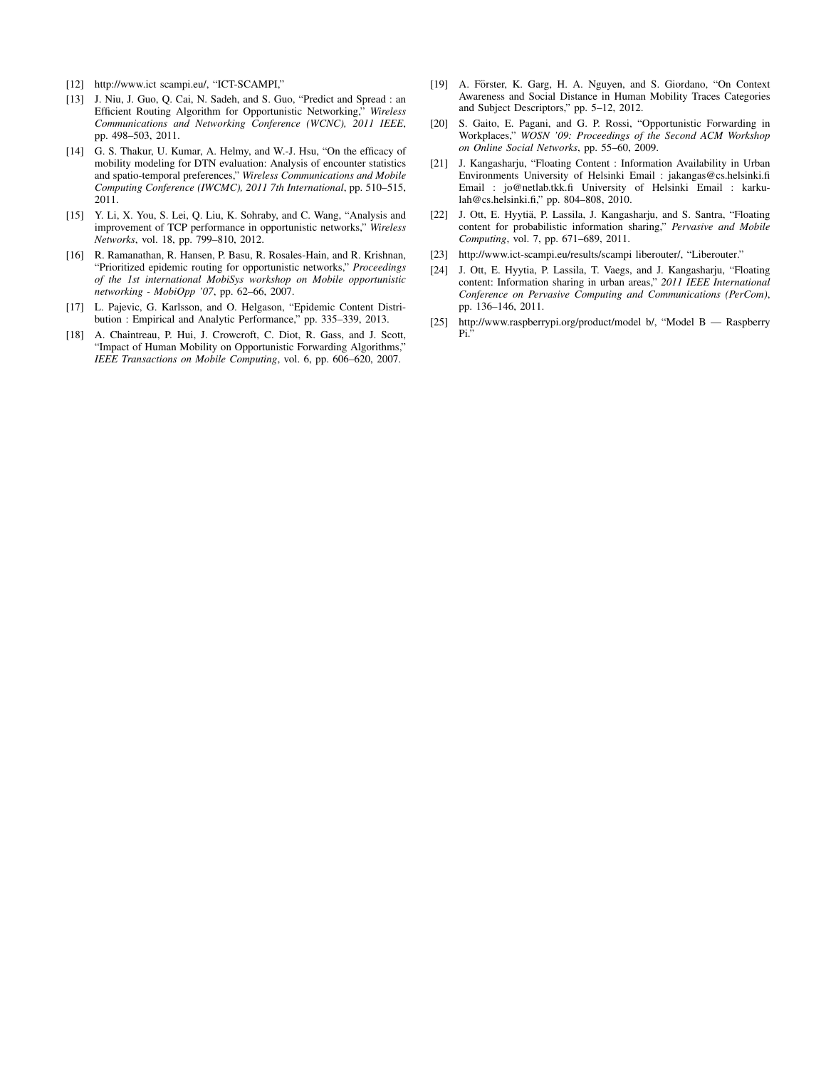[12] http://www.ict scampi.eu/, "ICT-SCAMPI,"

[13] J. Niu, J. Guo, Q. Cai, N. Sadeh, and S. Guo, "Predict and Spread : an Efficient Routing Algorithm for Opportunistic Networking," *Wireless Communications and Networking Conference (WCNC), 2011 IEEE*, pp. 498–503, 2011.

[14] G. S. Thakur, U. Kumar, A. Helmy, and W.-J. Hsu, "On the efficacy of mobility modeling for DTN evaluation: Analysis of encounter statistics and spatio-temporal preferences," *Wireless Communications and Mobile Computing Conference (IWCMC), 2011 7th International*, pp. 510–515, 2011.

[15] Y. Li, X. You, S. Lei, Q. Liu, K. Sohraby, and C. Wang, "Analysis and improvement of TCP performance in opportunistic networks," *Wireless Networks*, vol. 18, pp. 799–810, 2012.

[16] R. Ramanathan, R. Hansen, P. Basu, R. Rosales-Hain, and R. Krishnan, "Prioritized epidemic routing for opportunistic networks," *Proceedings of the 1st international MobiSys workshop on Mobile opportunistic networking - MobiOpp '07*, pp. 62–66, 2007.

[17] L. Pajevic, G. Karlsson, and O. Helgason, "Epidemic Content Distribution : Empirical and Analytic Performance," pp. 335–339, 2013.

[18] A. Chaintreau, P. Hui, J. Crowcroft, C. Diot, R. Gass, and J. Scott, "Impact of Human Mobility on Opportunistic Forwarding Algorithms," *IEEE Transactions on Mobile Computing*, vol. 6, pp. 606–620, 2007.

[19] A. Förster, K. Garg, H. A. Nguyen, and S. Giordano, "On Context Awareness and Social Distance in Human Mobility Traces Categories and Subject Descriptors," pp. 5–12, 2012.

[20] S. Gaito, E. Pagani, and G. P. Rossi, "Opportunistic Forwarding in Workplaces," *WOSN '09: Proceedings of the Second ACM Workshop on Online Social Networks*, pp. 55–60, 2009.

[21] J. Kangasharju, "Floating Content : Information Availability in Urban Environments University of Helsinki Email : jakangas@cs.helsinki.fi Email : jo@netlab.tkk.fi University of Helsinki Email : karkulah@cs.helsinki.fi," pp. 804–808, 2010.

[22] J. Ott, E. Hyytiä, P. Lassila, J. Kangasharju, and S. Santra, "Floating content for probabilistic information sharing," *Pervasive and Mobile Computing*, vol. 7, pp. 671–689, 2011.

[23] http://www.ict-scampi.eu/results/scampi liberouter/, "Liberouter."

[24] J. Ott, E. Hyytia, P. Lassila, T. Vaegs, and J. Kangasharju, "Floating content: Information sharing in urban areas," *2011 IEEE International Conference on Pervasive Computing and Communications (PerCom)*, pp. 136–146, 2011.

[25] http://www.raspberrypi.org/product/model b/, "Model B — Raspberry Pi."